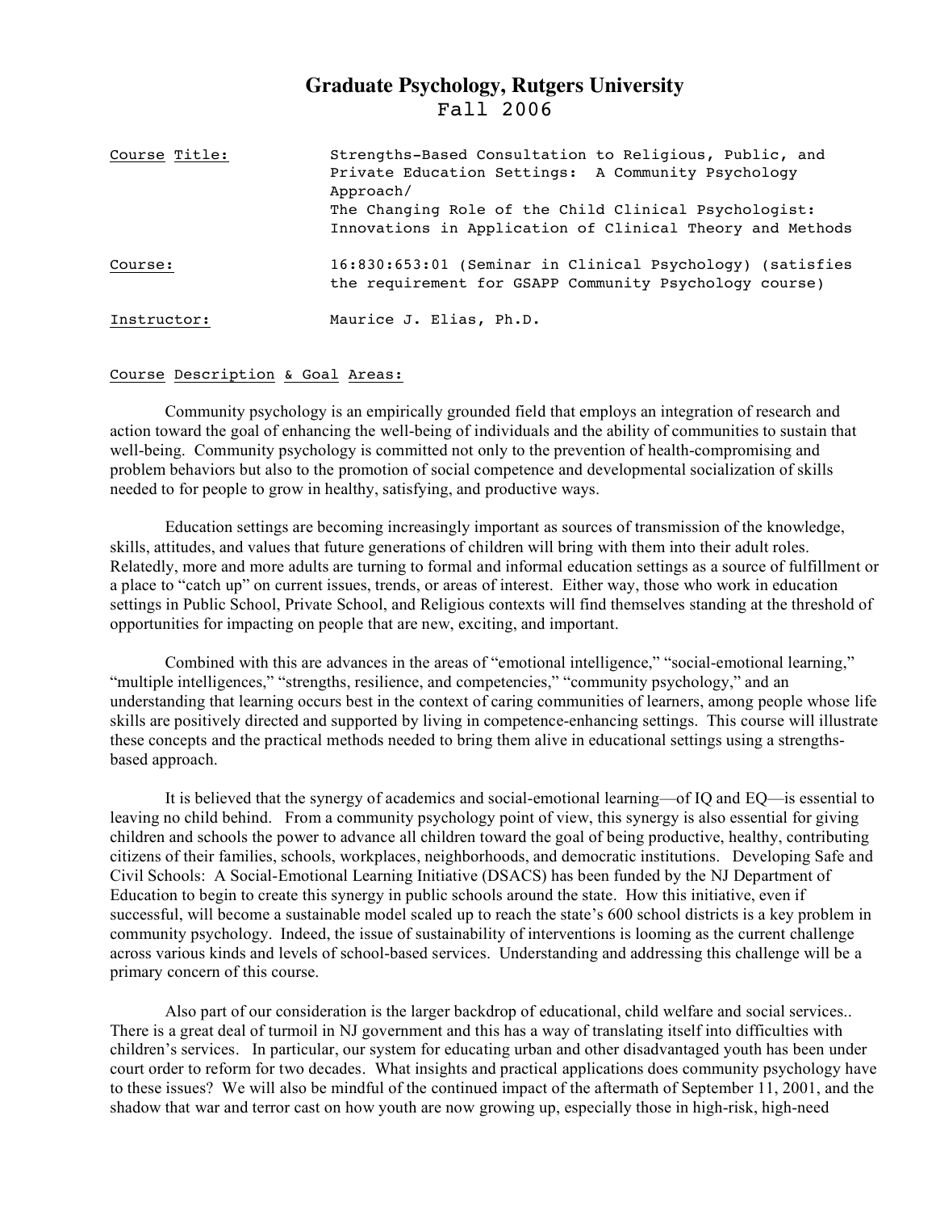# Graduate Psychology, Rutgers University

## Fall 2006

| | |
|---|---|
| Course Title: | Strengths-Based Consultation to Religious, Public, and Private Education Settings: A Community Psychology Approach/ The Changing Role of the Child Clinical Psychologist: Innovations in Application of Clinical Theory and Methods |
| Course: | 16:830:653:01 (Seminar in Clinical Psychology) (satisfies the requirement for GSAPP Community Psychology course) |
| Instructor: | Maurice J. Elias, Ph.D. |

Course Description & Goal Areas:

Community psychology is an empirically grounded field that employs an integration of research and action toward the goal of enhancing the well-being of individuals and the ability of communities to sustain that well-being. Community psychology is committed not only to the prevention of health-compromising and problem behaviors but also to the promotion of social competence and developmental socialization of skills needed to for people to grow in healthy, satisfying, and productive ways.

Education settings are becoming increasingly important as sources of transmission of the knowledge, skills, attitudes, and values that future generations of children will bring with them into their adult roles. Relatedly, more and more adults are turning to formal and informal education settings as a source of fulfillment or a place to "catch up" on current issues, trends, or areas of interest. Either way, those who work in education settings in Public School, Private School, and Religious contexts will find themselves standing at the threshold of opportunities for impacting on people that are new, exciting, and important.

Combined with this are advances in the areas of "emotional intelligence," "social-emotional learning," "multiple intelligences," "strengths, resilience, and competencies," "community psychology," and an understanding that learning occurs best in the context of caring communities of learners, among people whose life skills are positively directed and supported by living in competence-enhancing settings. This course will illustrate these concepts and the practical methods needed to bring them alive in educational settings using a strengths-based approach.

It is believed that the synergy of academics and social-emotional learning—of IQ and EQ—is essential to leaving no child behind. From a community psychology point of view, this synergy is also essential for giving children and schools the power to advance all children toward the goal of being productive, healthy, contributing citizens of their families, schools, workplaces, neighborhoods, and democratic institutions. Developing Safe and Civil Schools: A Social-Emotional Learning Initiative (DSACS) has been funded by the NJ Department of Education to begin to create this synergy in public schools around the state. How this initiative, even if successful, will become a sustainable model scaled up to reach the state's 600 school districts is a key problem in community psychology. Indeed, the issue of sustainability of interventions is looming as the current challenge across various kinds and levels of school-based services. Understanding and addressing this challenge will be a primary concern of this course.

Also part of our consideration is the larger backdrop of educational, child welfare and social services.. There is a great deal of turmoil in NJ government and this has a way of translating itself into difficulties with children's services. In particular, our system for educating urban and other disadvantaged youth has been under court order to reform for two decades. What insights and practical applications does community psychology have to these issues? We will also be mindful of the continued impact of the aftermath of September 11, 2001, and the shadow that war and terror cast on how youth are now growing up, especially those in high-risk, high-need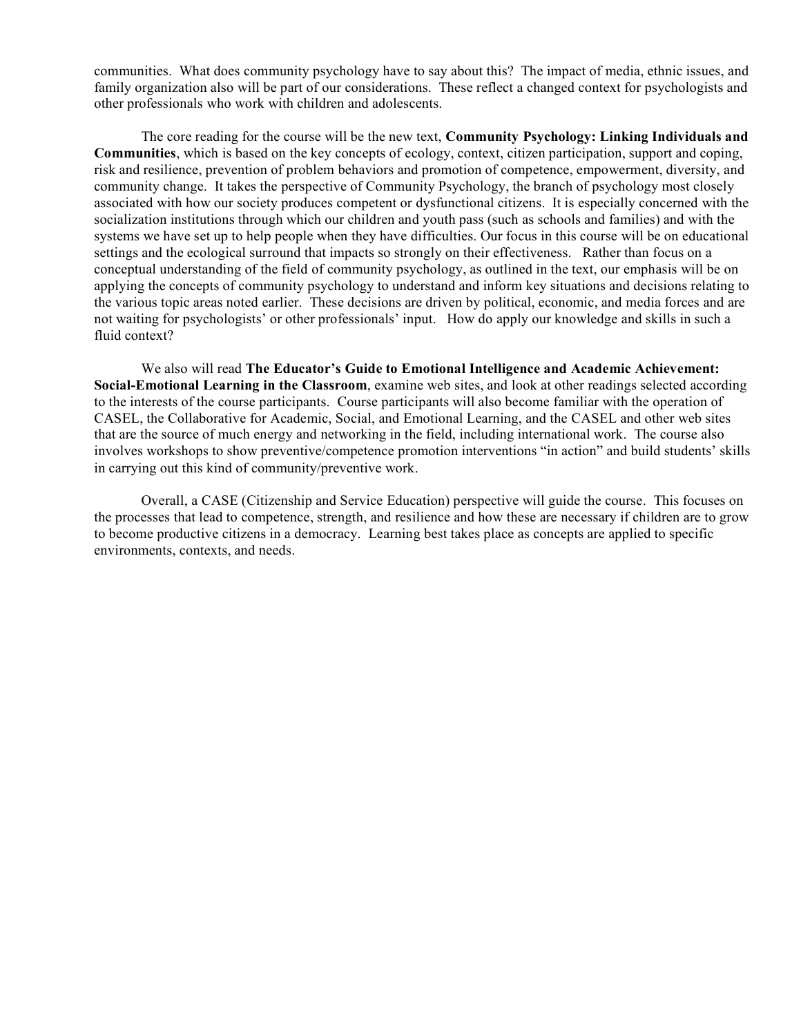communities. What does community psychology have to say about this? The impact of media, ethnic issues, and family organization also will be part of our considerations. These reflect a changed context for psychologists and other professionals who work with children and adolescents.

The core reading for the course will be the new text, **Community Psychology: Linking Individuals and Communities**, which is based on the key concepts of ecology, context, citizen participation, support and coping, risk and resilience, prevention of problem behaviors and promotion of competence, empowerment, diversity, and community change. It takes the perspective of Community Psychology, the branch of psychology most closely associated with how our society produces competent or dysfunctional citizens. It is especially concerned with the socialization institutions through which our children and youth pass (such as schools and families) and with the systems we have set up to help people when they have difficulties. Our focus in this course will be on educational settings and the ecological surround that impacts so strongly on their effectiveness. Rather than focus on a conceptual understanding of the field of community psychology, as outlined in the text, our emphasis will be on applying the concepts of community psychology to understand and inform key situations and decisions relating to the various topic areas noted earlier. These decisions are driven by political, economic, and media forces and are not waiting for psychologists' or other professionals' input. How do apply our knowledge and skills in such a fluid context?

We also will read **The Educator's Guide to Emotional Intelligence and Academic Achievement: Social-Emotional Learning in the Classroom**, examine web sites, and look at other readings selected according to the interests of the course participants. Course participants will also become familiar with the operation of CASEL, the Collaborative for Academic, Social, and Emotional Learning, and the CASEL and other web sites that are the source of much energy and networking in the field, including international work. The course also involves workshops to show preventive/competence promotion interventions "in action" and build students' skills in carrying out this kind of community/preventive work.

Overall, a CASE (Citizenship and Service Education) perspective will guide the course. This focuses on the processes that lead to competence, strength, and resilience and how these are necessary if children are to grow to become productive citizens in a democracy. Learning best takes place as concepts are applied to specific environments, contexts, and needs.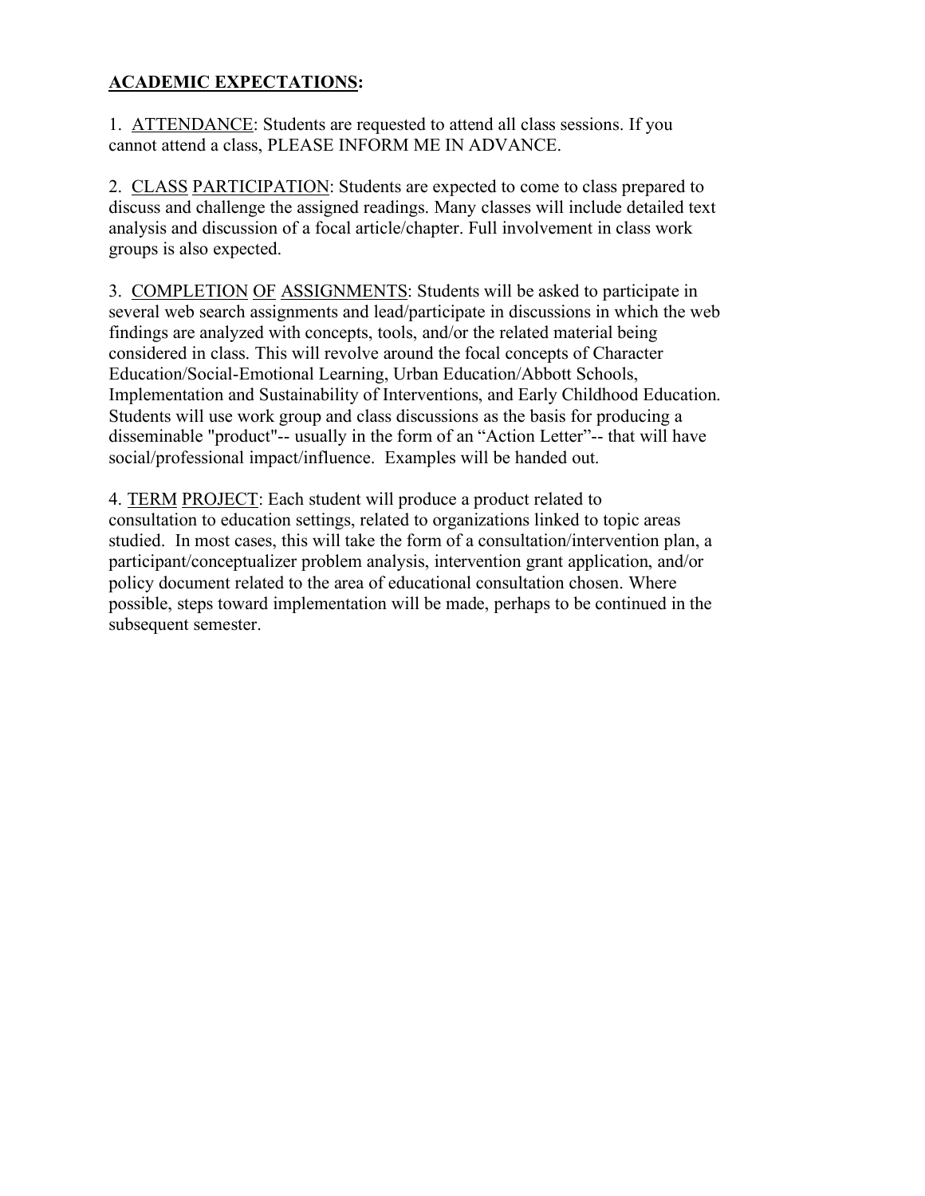## ACADEMIC EXPECTATIONS:

1. ATTENDANCE: Students are requested to attend all class sessions. If you cannot attend a class, PLEASE INFORM ME IN ADVANCE.

2. CLASS PARTICIPATION: Students are expected to come to class prepared to discuss and challenge the assigned readings. Many classes will include detailed text analysis and discussion of a focal article/chapter. Full involvement in class work groups is also expected.

3. COMPLETION OF ASSIGNMENTS: Students will be asked to participate in several web search assignments and lead/participate in discussions in which the web findings are analyzed with concepts, tools, and/or the related material being considered in class. This will revolve around the focal concepts of Character Education/Social-Emotional Learning, Urban Education/Abbott Schools, Implementation and Sustainability of Interventions, and Early Childhood Education. Students will use work group and class discussions as the basis for producing a disseminable "product"-- usually in the form of an “Action Letter”-- that will have social/professional impact/influence. Examples will be handed out.

4. TERM PROJECT: Each student will produce a product related to consultation to education settings, related to organizations linked to topic areas studied. In most cases, this will take the form of a consultation/intervention plan, a participant/conceptualizer problem analysis, intervention grant application, and/or policy document related to the area of educational consultation chosen. Where possible, steps toward implementation will be made, perhaps to be continued in the subsequent semester.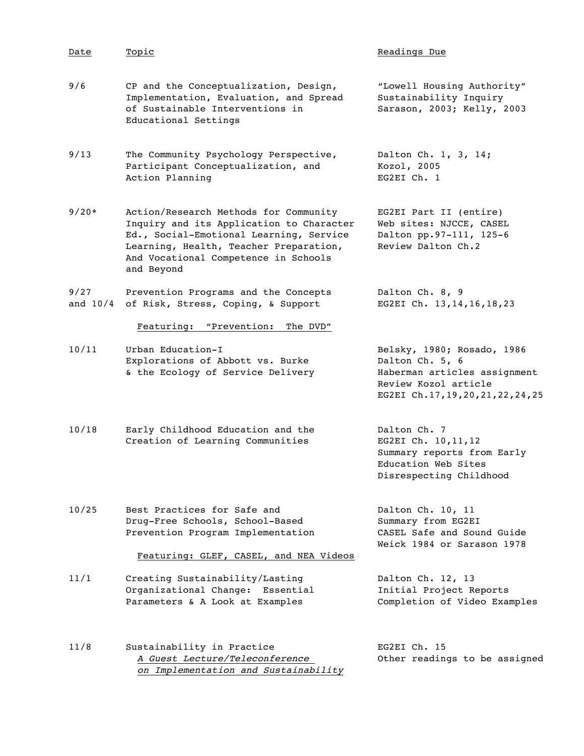| Date | Topic | Readings Due |
|---|---|---|
| 9/6 | CP and the Conceptualization, Design, Implementation, Evaluation, and Spread of Sustainable Interventions in Educational Settings | "Lowell Housing Authority"<br>Sustainability Inquiry<br>Sarason, 2003; Kelly, 2003 |
| 9/13 | The Community Psychology Perspective, Participant Conceptualization, and Action Planning | Dalton Ch. 1, 3, 14;<br>Kozol, 2005<br>EG2EI Ch. 1 |
| 9/20* | Action/Research Methods for Community Inquiry and its Application to Character Ed., Social-Emotional Learning, Service Learning, Health, Teacher Preparation, And Vocational Competence in Schools and Beyond | EG2EI Part II (entire)<br>Web sites: NJCCE, CASEL<br>Dalton pp.97-111, 125-6<br>Review Dalton Ch.2 |
| 9/27 and 10/4 | Prevention Programs and the Concepts of Risk, Stress, Coping, & Support<br><br><u>Featuring: "Prevention: The DVD"</u> | Dalton Ch. 8, 9<br>EG2EI Ch. 13,14,16,18,23 |
| 10/11 | Urban Education-I<br>Explorations of Abbott vs. Burke & the Ecology of Service Delivery | Belsky, 1980; Rosado, 1986<br>Dalton Ch. 5, 6<br>Haberman articles assignment<br>Review Kozol article<br>EG2EI Ch.17,19,20,21,22,24,25 |
| 10/18 | Early Childhood Education and the Creation of Learning Communities | Dalton Ch. 7<br>EG2EI Ch. 10,11,12<br>Summary reports from Early Education Web Sites<br>Disrespecting Childhood |
| 10/25 | Best Practices for Safe and Drug-Free Schools, School-Based Prevention Program Implementation<br><br><u>Featuring: GLEF, CASEL, and NEA Videos</u> | Dalton Ch. 10, 11<br>Summary from EG2EI<br>CASEL Safe and Sound Guide<br>Weick 1984 or Sarason 1978 |
| 11/1 | Creating Sustainability/Lasting Organizational Change: Essential Parameters & A Look at Examples | Dalton Ch. 12, 13<br>Initial Project Reports<br>Completion of Video Examples |
| 11/8 | Sustainability in Practice<br>*<u>A Guest Lecture/Teleconference on Implementation and Sustainability</u>* | EG2EI Ch. 15<br>Other readings to be assigned |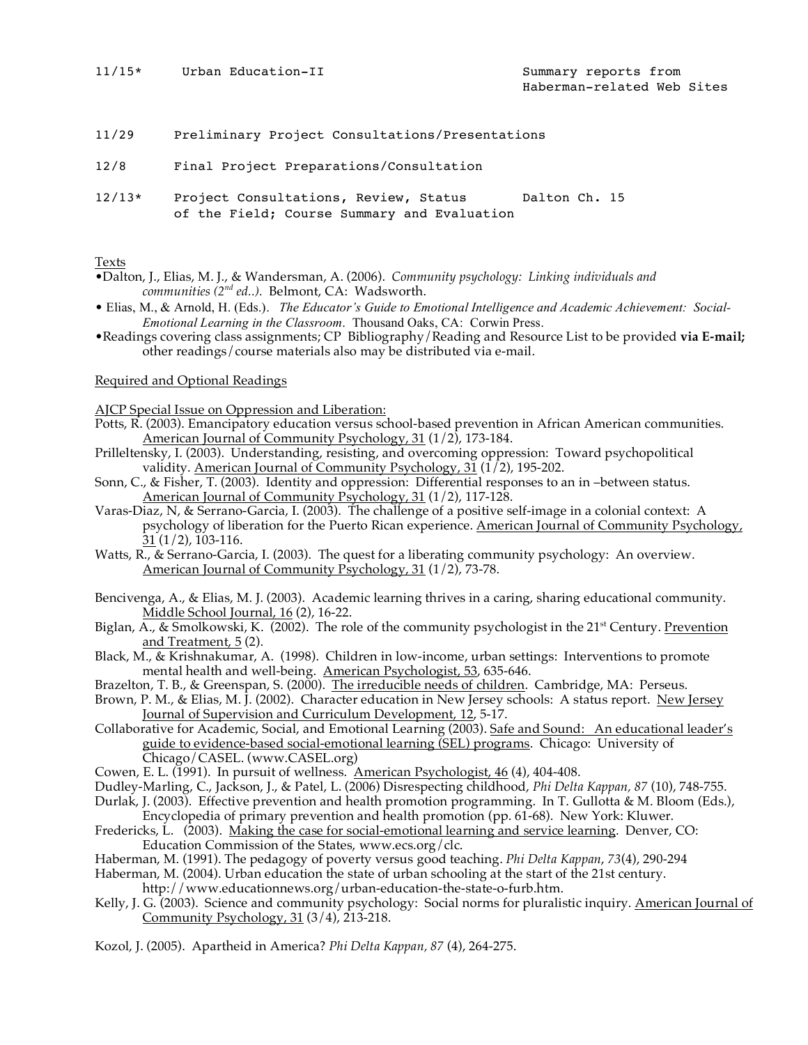| | | |
|---|---|---|
| 11/15* | Urban Education-II | Summary reports from Haberman-related Web Sites |
| 11/29 | Preliminary Project Consultations/Presentations | |
| 12/8 | Final Project Preparations/Consultation | |
| 12/13* | Project Consultations, Review, Status of the Field; Course Summary and Evaluation | Dalton Ch. 15 |

Texts

- Dalton, J., Elias, M. J., & Wandersman, A. (2006). *Community psychology: Linking individuals and communities (2nd ed..).* Belmont, CA: Wadsworth.
- Elias, M., & Arnold, H. (Eds.). *The Educator's Guide to Emotional Intelligence and Academic Achievement: Social-Emotional Learning in the Classroom.* Thousand Oaks, CA: Corwin Press.
- Readings covering class assignments; CP Bibliography/Reading and Resource List to be provided **via E-mail;** other readings/course materials also may be distributed via e-mail.

Required and Optional Readings

AJCP Special Issue on Oppression and Liberation:

Potts, R. (2003). Emancipatory education versus school-based prevention in African American communities. American Journal of Community Psychology, 31 (1/2), 173-184.

Prilleltensky, I. (2003). Understanding, resisting, and overcoming oppression: Toward psychopolitical validity. American Journal of Community Psychology, 31 (1/2), 195-202.

Sonn, C., & Fisher, T. (2003). Identity and oppression: Differential responses to an in –between status. American Journal of Community Psychology, 31 (1/2), 117-128.

Varas-Diaz, N, & Serrano-Garcia, I. (2003). The challenge of a positive self-image in a colonial context: A psychology of liberation for the Puerto Rican experience. American Journal of Community Psychology, 31 (1/2), 103-116.

Watts, R., & Serrano-Garcia, I. (2003). The quest for a liberating community psychology: An overview. American Journal of Community Psychology, 31 (1/2), 73-78.

Bencivenga, A., & Elias, M. J. (2003). Academic learning thrives in a caring, sharing educational community. Middle School Journal, 16 (2), 16-22.

Biglan, A., & Smolkowski, K. (2002). The role of the community psychologist in the 21st Century. Prevention and Treatment, 5 (2).

Black, M., & Krishnakumar, A. (1998). Children in low-income, urban settings: Interventions to promote mental health and well-being. American Psychologist, 53, 635-646.

Brazelton, T. B., & Greenspan, S. (2000). The irreducible needs of children. Cambridge, MA: Perseus.

Brown, P. M., & Elias, M. J. (2002). Character education in New Jersey schools: A status report. New Jersey Journal of Supervision and Curriculum Development, 12, 5-17.

Collaborative for Academic, Social, and Emotional Learning (2003). Safe and Sound: An educational leader's guide to evidence-based social-emotional learning (SEL) programs. Chicago: University of Chicago/CASEL. (www.CASEL.org)

Cowen, E. L. (1991). In pursuit of wellness. American Psychologist, 46 (4), 404-408.

Dudley-Marling, C., Jackson, J., & Patel, L. (2006) Disrespecting childhood, *Phi Delta Kappan, 87* (10), 748-755.

Durlak, J. (2003). Effective prevention and health promotion programming. In T. Gullotta & M. Bloom (Eds.), Encyclopedia of primary prevention and health promotion (pp. 61-68). New York: Kluwer.

Fredericks, L. (2003). Making the case for social-emotional learning and service learning. Denver, CO: Education Commission of the States, www.ecs.org/clc.

Haberman, M. (1991). The pedagogy of poverty versus good teaching. *Phi Delta Kappan*, *73*(4), 290-294

Haberman, M. (2004). Urban education the state of urban schooling at the start of the 21st century. http://www.educationnews.org/urban-education-the-state-o-furb.htm.

Kelly, J. G. (2003). Science and community psychology: Social norms for pluralistic inquiry. American Journal of Community Psychology, 31 (3/4), 213-218.

Kozol, J. (2005). Apartheid in America? *Phi Delta Kappan, 87* (4), 264-275.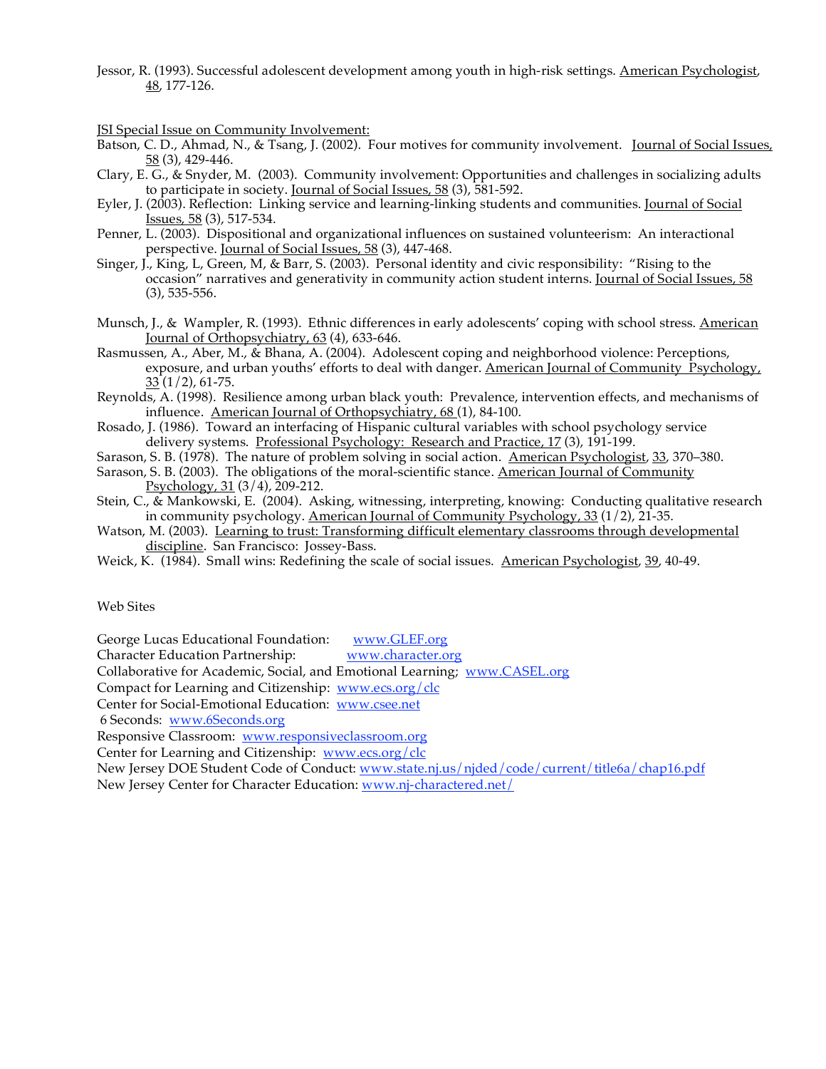Jessor, R. (1993). Successful adolescent development among youth in high-risk settings. American Psychologist, 48, 177-126.

JSI Special Issue on Community Involvement:

Batson, C. D., Ahmad, N., & Tsang, J. (2002). Four motives for community involvement. Journal of Social Issues, 58 (3), 429-446.

Clary, E. G., & Snyder, M. (2003). Community involvement: Opportunities and challenges in socializing adults to participate in society. Journal of Social Issues, 58 (3), 581-592.

Eyler, J. (2003). Reflection: Linking service and learning-linking students and communities. Journal of Social Issues, 58 (3), 517-534.

Penner, L. (2003). Dispositional and organizational influences on sustained volunteerism: An interactional perspective. Journal of Social Issues, 58 (3), 447-468.

Singer, J., King, L, Green, M, & Barr, S. (2003). Personal identity and civic responsibility: "Rising to the occasion" narratives and generativity in community action student interns. Journal of Social Issues, 58 (3), 535-556.

Munsch, J., & Wampler, R. (1993). Ethnic differences in early adolescents' coping with school stress. American Journal of Orthopsychiatry, 63 (4), 633-646.

Rasmussen, A., Aber, M., & Bhana, A. (2004). Adolescent coping and neighborhood violence: Perceptions, exposure, and urban youths' efforts to deal with danger. American Journal of Community Psychology, 33 (1/2), 61-75.

Reynolds, A. (1998). Resilience among urban black youth: Prevalence, intervention effects, and mechanisms of influence. American Journal of Orthopsychiatry, 68 (1), 84-100.

Rosado, J. (1986). Toward an interfacing of Hispanic cultural variables with school psychology service delivery systems. Professional Psychology: Research and Practice, 17 (3), 191-199.

Sarason, S. B. (1978). The nature of problem solving in social action. American Psychologist, 33, 370–380.

Sarason, S. B. (2003). The obligations of the moral-scientific stance. American Journal of Community Psychology, 31 (3/4), 209-212.

Stein, C., & Mankowski, E. (2004). Asking, witnessing, interpreting, knowing: Conducting qualitative research in community psychology. American Journal of Community Psychology, 33 (1/2), 21-35.

Watson, M. (2003). Learning to trust: Transforming difficult elementary classrooms through developmental discipline. San Francisco: Jossey-Bass.

Weick, K. (1984). Small wins: Redefining the scale of social issues. American Psychologist, 39, 40-49.

Web Sites

George Lucas Educational Foundation: www.GLEF.org

Character Education Partnership: www.character.org

Collaborative for Academic, Social, and Emotional Learning; www.CASEL.org

Compact for Learning and Citizenship: www.ecs.org/clc

Center for Social-Emotional Education: www.csee.net

6 Seconds: www.6Seconds.org

Responsive Classroom: www.responsiveclassroom.org

Center for Learning and Citizenship: www.ecs.org/clc

New Jersey DOE Student Code of Conduct: www.state.nj.us/njded/code/current/title6a/chap16.pdf

New Jersey Center for Character Education: www.nj-charactered.net/